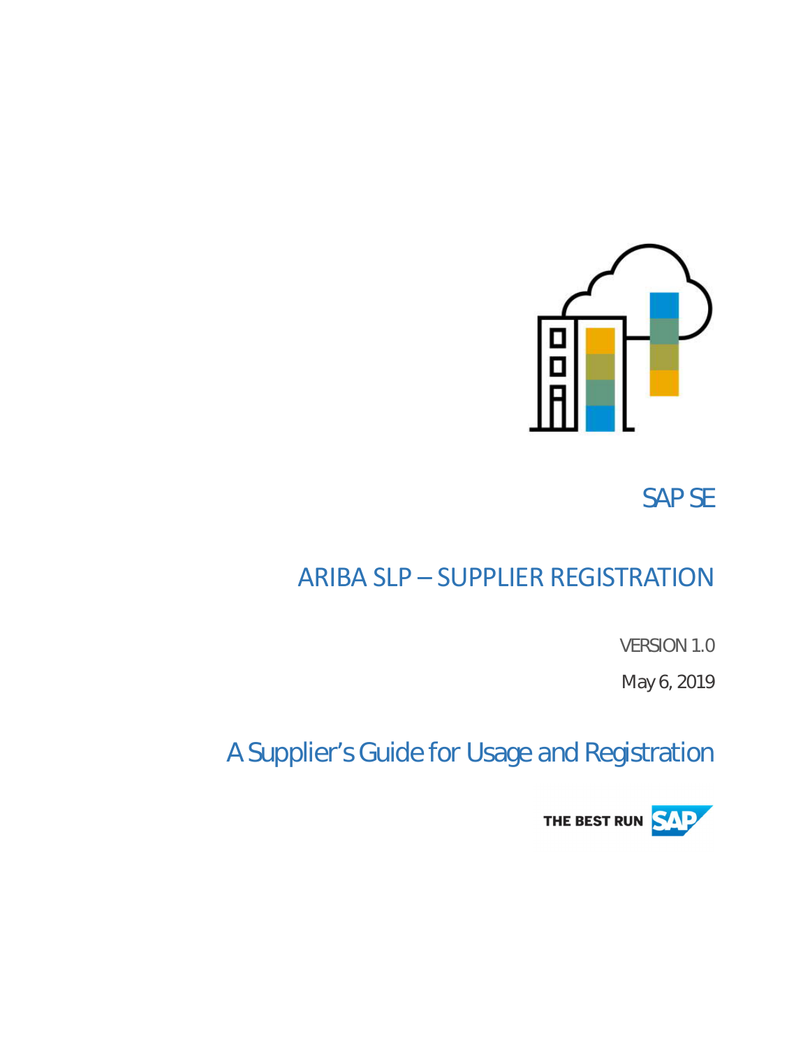SAP SE

# ARIBA SLP – SUPPLIER REGISTRATION

VERSION 1.0

May 6, 2019

## A Supplier's Guide for Usage and Registration

THE BEST RUN SAP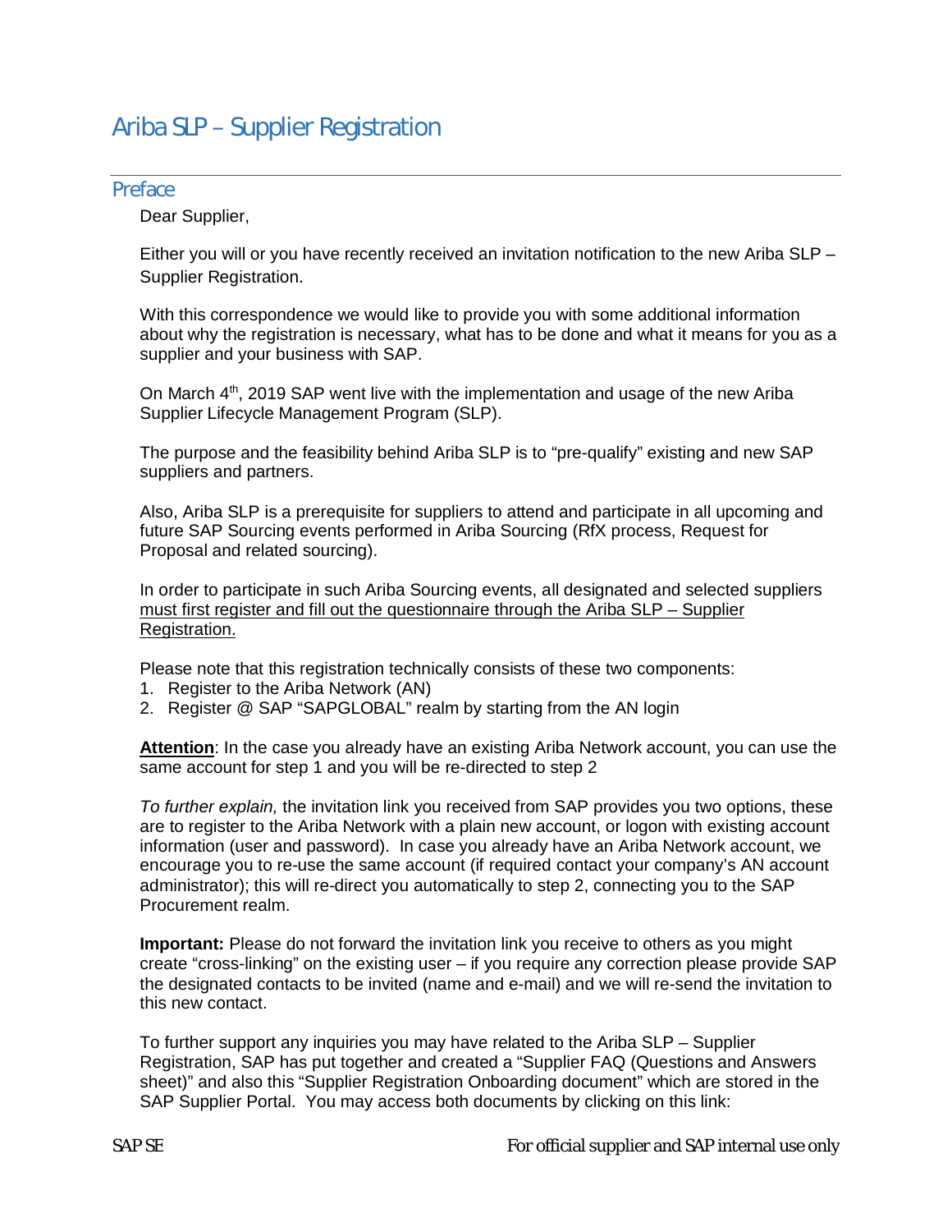# Ariba SLP – Supplier Registration

## Preface

Dear Supplier,

Either you will or you have recently received an invitation notification to the new Ariba SLP – Supplier Registration.

With this correspondence we would like to provide you with some additional information about why the registration is necessary, what has to be done and what it means for you as a supplier and your business with SAP.

On March 4th, 2019 SAP went live with the implementation and usage of the new Ariba Supplier Lifecycle Management Program (SLP).

The purpose and the feasibility behind Ariba SLP is to "pre-qualify" existing and new SAP suppliers and partners.

Also, Ariba SLP is a prerequisite for suppliers to attend and participate in all upcoming and future SAP Sourcing events performed in Ariba Sourcing (RfX process, Request for Proposal and related sourcing).

In order to participate in such Ariba Sourcing events, all designated and selected suppliers <u>must first register and fill out the questionnaire through the Ariba SLP – Supplier Registration.</u>

Please note that this registration technically consists of these two components:

1. Register to the Ariba Network (AN)
2. Register @ SAP "SAPGLOBAL" realm by starting from the AN login

<u>**Attention**</u>: In the case you already have an existing Ariba Network account, you can use the same account for step 1 and you will be re-directed to step 2

*To further explain,* the invitation link you received from SAP provides you two options, these are to register to the Ariba Network with a plain new account, or logon with existing account information (user and password). In case you already have an Ariba Network account, we encourage you to re-use the same account (if required contact your company's AN account administrator); this will re-direct you automatically to step 2, connecting you to the SAP Procurement realm.

**Important:** Please do not forward the invitation link you receive to others as you might create "cross-linking" on the existing user – if you require any correction please provide SAP the designated contacts to be invited (name and e-mail) and we will re-send the invitation to this new contact.

To further support any inquiries you may have related to the Ariba SLP – Supplier Registration, SAP has put together and created a "Supplier FAQ (Questions and Answers sheet)" and also this "Supplier Registration Onboarding document" which are stored in the SAP Supplier Portal. You may access both documents by clicking on this link: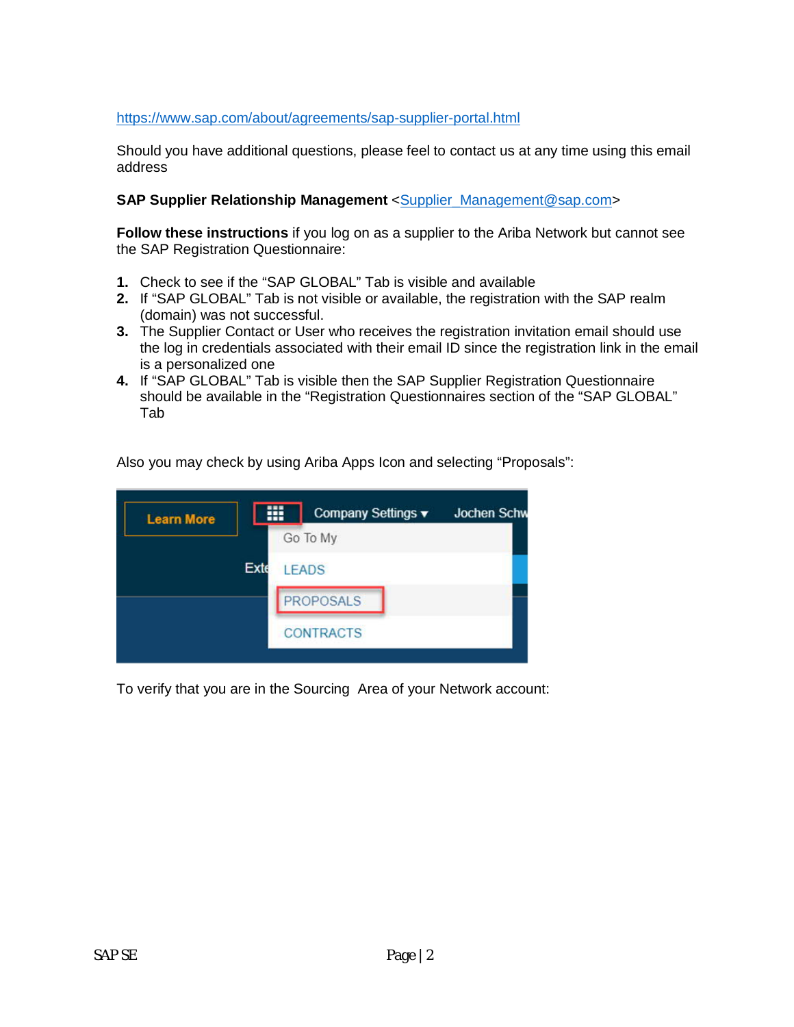https://www.sap.com/about/agreements/sap-supplier-portal.html

Should you have additional questions, please feel to contact us at any time using this email address

**SAP Supplier Relationship Management** <Supplier_Management@sap.com>

**Follow these instructions** if you log on as a supplier to the Ariba Network but cannot see the SAP Registration Questionnaire:

1. Check to see if the “SAP GLOBAL” Tab is visible and available
2. If “SAP GLOBAL” Tab is not visible or available, the registration with the SAP realm (domain) was not successful.
3. The Supplier Contact or User who receives the registration invitation email should use the log in credentials associated with their email ID since the registration link in the email is a personalized one
4. If “SAP GLOBAL” Tab is visible then the SAP Supplier Registration Questionnaire should be available in the “Registration Questionnaires section of the “SAP GLOBAL” Tab

Also you may check by using Ariba Apps Icon and selecting “Proposals”:

To verify that you are in the Sourcing Area of your Network account: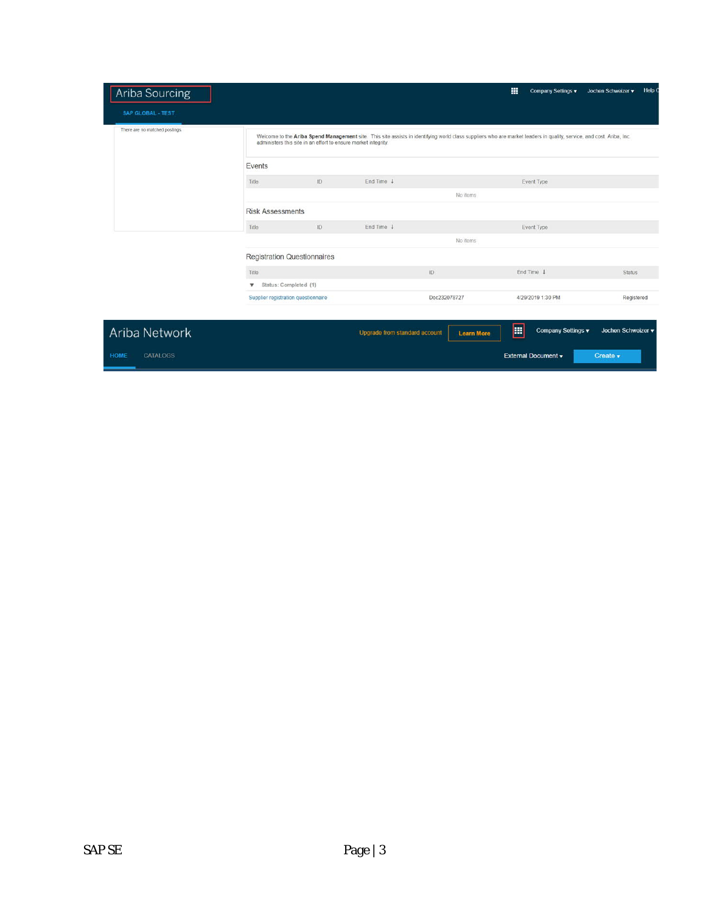Ariba Sourcing

SAP GLOBAL - TEST

Company Settings ▾ Jochen Schweizer ▾ Help C

There are no matched postings

Welcome to the **Ariba Spend Management** site. This site assists in identifying world class suppliers who are market leaders in quality, service, and cost. Ariba, Inc. administers this site in an effort to ensure market integrity.

Events

| Title | ID | End Time ↓ | Event Type |
|---|---|---|---|
| | | No items | |

Risk Assessments

| Title | ID | End Time ↓ | Event Type |
|---|---|---|---|
| | | No items | |

Registration Questionnaires

| Title | ID | End Time ↓ | Status |
|---|---|---|---|
| ▼ Status: Completed (1) | | | |
| Supplier registration questionnaire | Doc232078727 | 4/29/2019 1:30 PM | Registered |

Ariba Network

Upgrade from standard account | Learn More | Company Settings ▾ | Jochen Schweizer ▾

HOME CATALOGS

External Document ▾ | Create ▾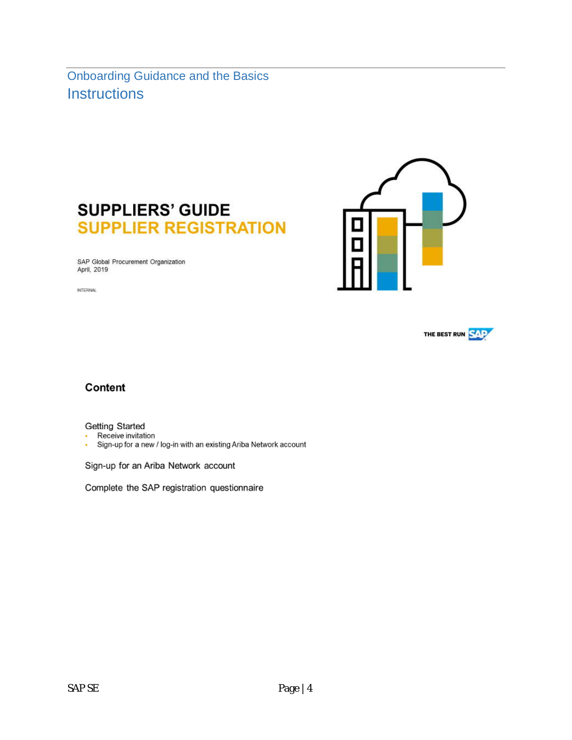## Onboarding Guidance and the Basics

# Instructions

**SUPPLIERS' GUIDE**
**SUPPLIER REGISTRATION**

SAP Global Procurement Organization
April, 2019

INTERNAL

THE BEST RUN SAP

**Content**

Getting Started

- Receive invitation
- Sign-up for a new / log-in with an existing Ariba Network account

Sign-up for an Ariba Network account

Complete the SAP registration questionnaire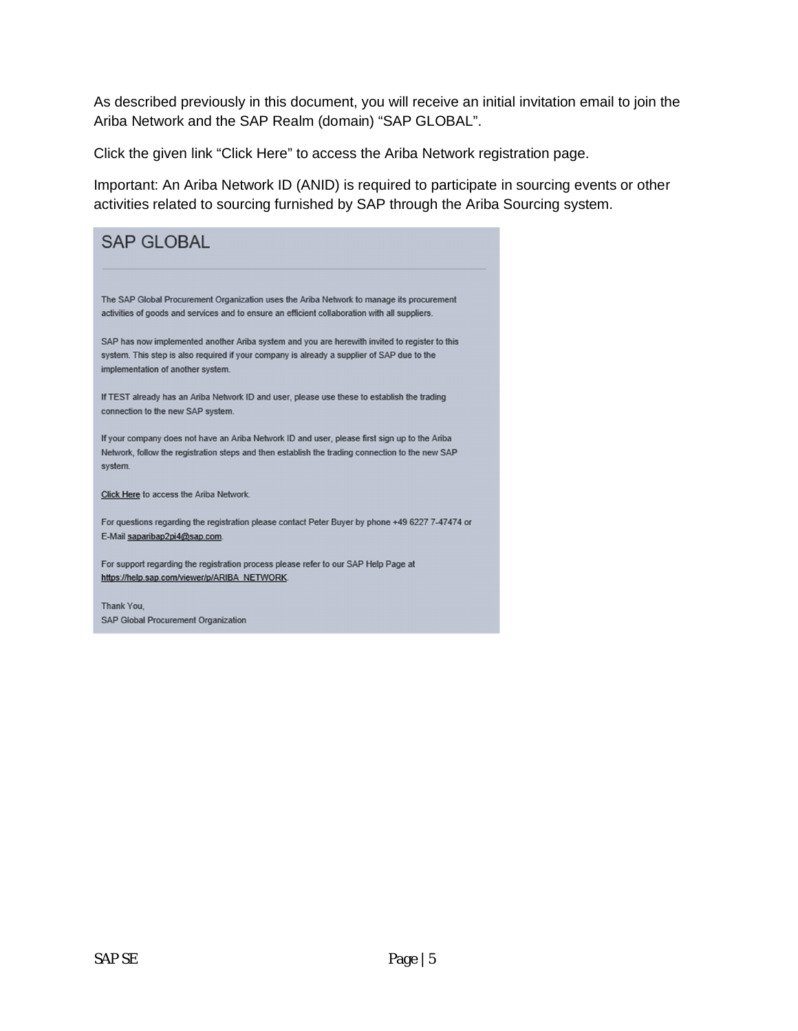As described previously in this document, you will receive an initial invitation email to join the Ariba Network and the SAP Realm (domain) “SAP GLOBAL”.

Click the given link “Click Here” to access the Ariba Network registration page.

Important: An Ariba Network ID (ANID) is required to participate in sourcing events or other activities related to sourcing furnished by SAP through the Ariba Sourcing system.

## SAP GLOBAL

The SAP Global Procurement Organization uses the Ariba Network to manage its procurement activities of goods and services and to ensure an efficient collaboration with all suppliers.

SAP has now implemented another Ariba system and you are herewith invited to register to this system. This step is also required if your company is already a supplier of SAP due to the implementation of another system.

If TEST already has an Ariba Network ID and user, please use these to establish the trading connection to the new SAP system.

If your company does not have an Ariba Network ID and user, please first sign up to the Ariba Network, follow the registration steps and then establish the trading connection to the new SAP system.

Click Here to access the Ariba Network.

For questions regarding the registration please contact Peter Buyer by phone +49 6227 7-47474 or E-Mail saparibap2pi4@sap.com.

For support regarding the registration process please refer to our SAP Help Page at https://help.sap.com/viewer/p/ARIBA_NETWORK.

Thank You,
SAP Global Procurement Organization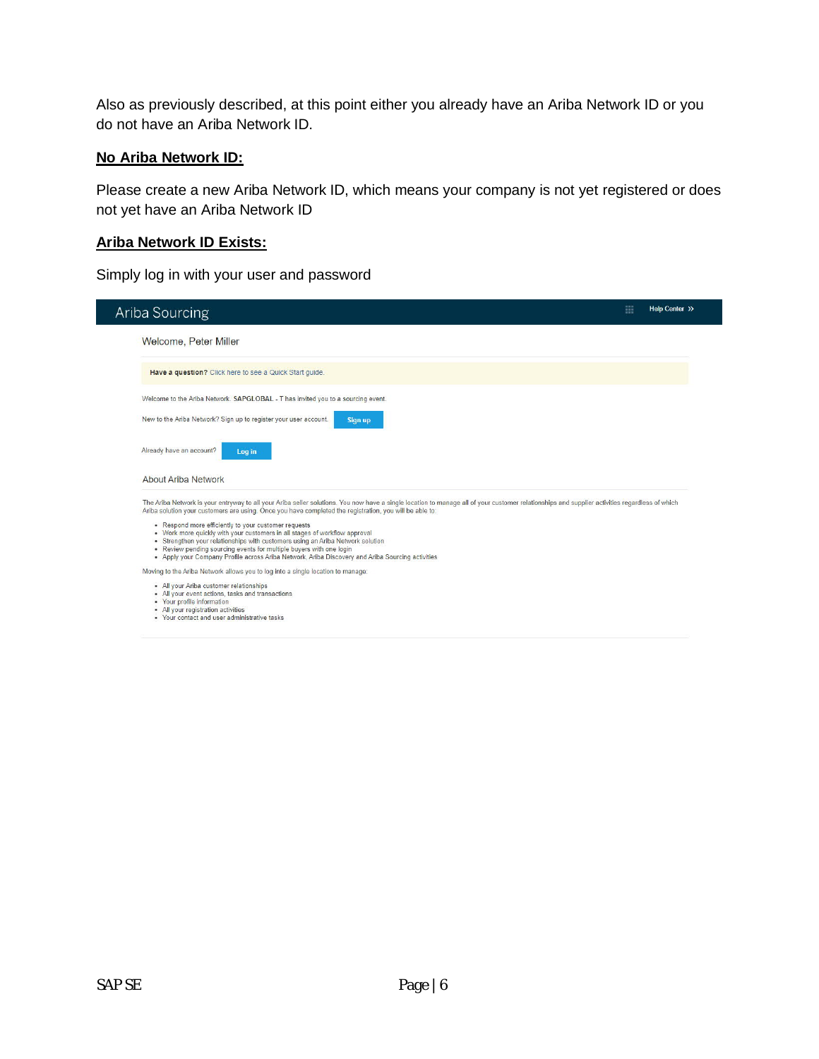Also as previously described, at this point either you already have an Ariba Network ID or you do not have an Ariba Network ID.

**No Ariba Network ID:**

Please create a new Ariba Network ID, which means your company is not yet registered or does not yet have an Ariba Network ID

**Ariba Network ID Exists:**

Simply log in with your user and password

Ariba Sourcing

Help Center >>

Welcome, Peter Miller

**Have a question?** Click here to see a Quick Start guide.

Welcome to the Ariba Network. SAPGLOBAL - T has invited you to a sourcing event.

New to the Ariba Network? Sign up to register your user account. **Sign up**

Already have an account? **Log in**

About Ariba Network

The Ariba Network is your entryway to all your Ariba seller solutions. You now have a single location to manage all of your customer relationships and supplier activities regardless of which Ariba solution your customers are using. Once you have completed the registration, you will be able to:

- Respond more efficiently to your customer requests
- Work more quickly with your customers in all stages of workflow approval
- Strengthen your relationships with customers using an Ariba Network solution
- Review pending sourcing events for multiple buyers with one login
- Apply your Company Profile across Ariba Network, Ariba Discovery and Ariba Sourcing activities

Moving to the Ariba Network allows you to log into a single location to manage:

- All your Ariba customer relationships
- All your event actions, tasks and transactions
- Your profile information
- All your registration activities
- Your contact and user administrative tasks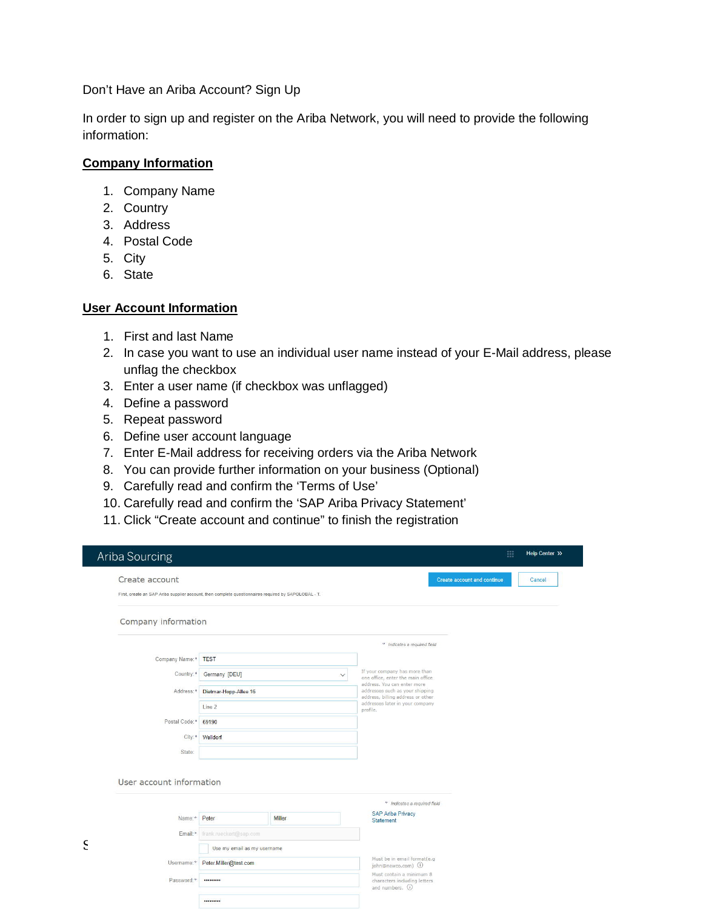Don’t Have an Ariba Account? Sign Up

In order to sign up and register on the Ariba Network, you will need to provide the following information:

**Company Information**

1. Company Name
2. Country
3. Address
4. Postal Code
5. City
6. State

**User Account Information**

1. First and last Name
2. In case you want to use an individual user name instead of your E-Mail address, please unflag the checkbox
3. Enter a user name (if checkbox was unflagged)
4. Define a password
5. Repeat password
6. Define user account language
7. Enter E-Mail address for receiving orders via the Ariba Network
8. You can provide further information on your business (Optional)
9. Carefully read and confirm the ‘Terms of Use’
10. Carefully read and confirm the ‘SAP Ariba Privacy Statement’
11. Click “Create account and continue” to finish the registration

Ariba Sourcing — Help Center »

Create account — Create account and continue | Cancel

First, create an SAP Ariba supplier account, then complete questionnaires required by SAPGLOBAL - T.

Company information

\* Indicates a required field

Company Name: \* TEST

Country: \* Germany [DEU]

Address: \* Dietmar-Hopp-Allee 16

Line 2

Postal Code: \* 69190

City: \* Walldorf

State:

If your company has more than one office, enter the main office address. You can enter more addresses such as your shipping address, billing address or other addresses later in your company profile.

User account information

\* Indicates a required field

Name: \* Peter Miller

Email: \* frank.rueckert@sap.com

Use my email as my username

Username: \* Peter.Miller@test.com

Password: \* ••••••••••

••••••••••

SAP Ariba Privacy Statement

Must be in email format(e.g john@newco.com)

Must contain a minimum 8 characters including letters and numbers.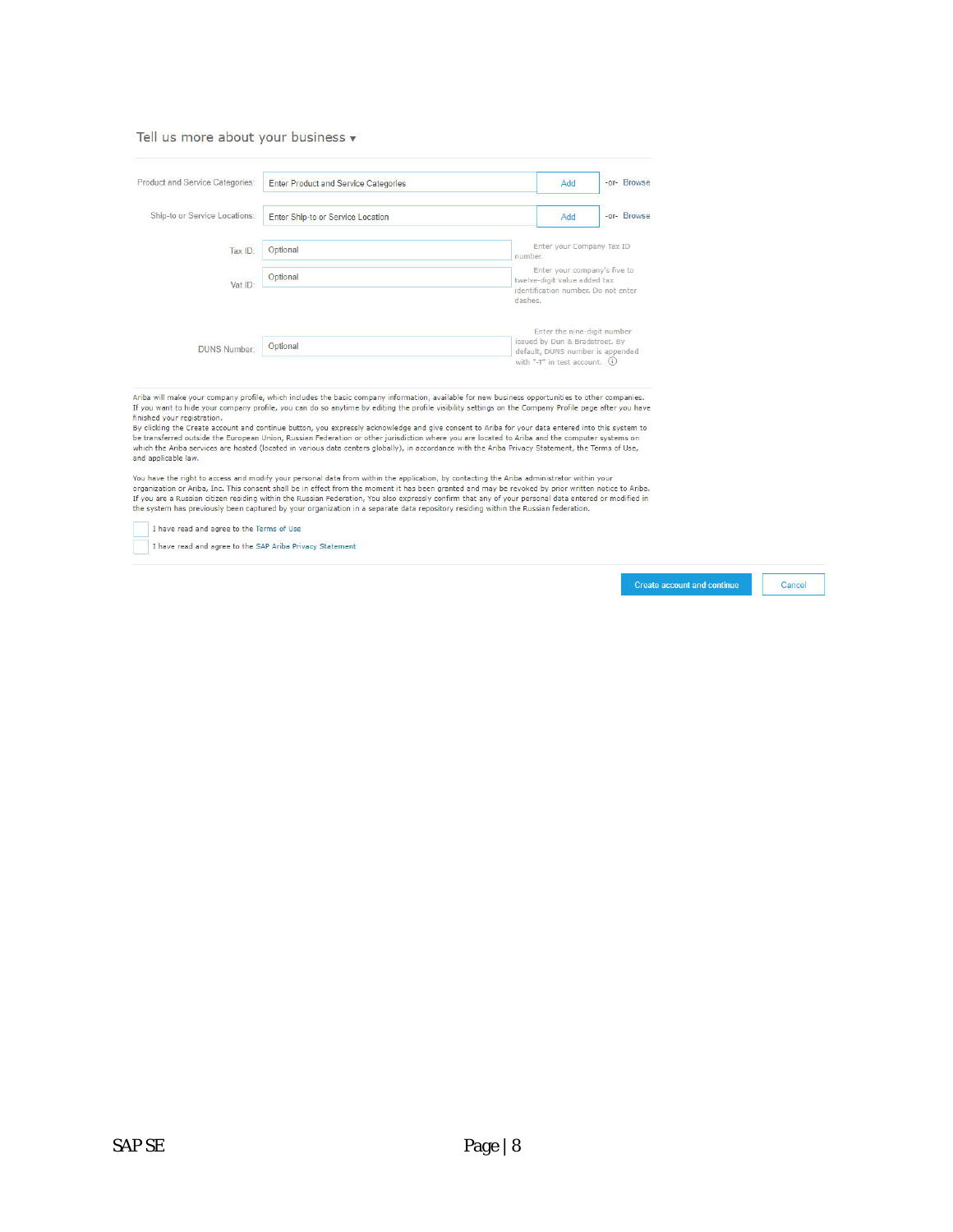## Tell us more about your business ▾

| | | | |
|---|---|---|---|
| Product and Service Categories: | Enter Product and Service Categories | Add | -or- Browse |
| Ship-to or Service Locations: | Enter Ship-to or Service Location | Add | -or- Browse |
| Tax ID: | Optional | Enter your Company Tax ID number. | |
| Vat ID: | Optional | Enter your company's five to twelve-digit value added tax identification number. Do not enter dashes. | |
| DUNS Number: | Optional | Enter the nine-digit number issued by Dun & Bradstreet. By default, DUNS number is appended with "-T" in test account. ⓘ | |

Ariba will make your company profile, which includes the basic company information, available for new business opportunities to other companies. If you want to hide your company profile, you can do so anytime by editing the profile visibility settings on the Company Profile page after you have finished your registration.
By clicking the Create account and continue button, you expressly acknowledge and give consent to Ariba for your data entered into this system to be transferred outside the European Union, Russian Federation or other jurisdiction where you are located to Ariba and the computer systems on which the Ariba services are hosted (located in various data centers globally), in accordance with the Ariba Privacy Statement, the Terms of Use, and applicable law.

You have the right to access and modify your personal data from within the application, by contacting the Ariba administrator within your organization or Ariba, Inc. This consent shall be in effect from the moment it has been granted and may be revoked by prior written notice to Ariba. If you are a Russian citizen residing within the Russian Federation, You also expressly confirm that any of your personal data entered or modified in the system has previously been captured by your organization in a separate data repository residing within the Russian federation.

- [ ] I have read and agree to the Terms of Use
- [ ] I have read and agree to the SAP Ariba Privacy Statement

Create account and continue | Cancel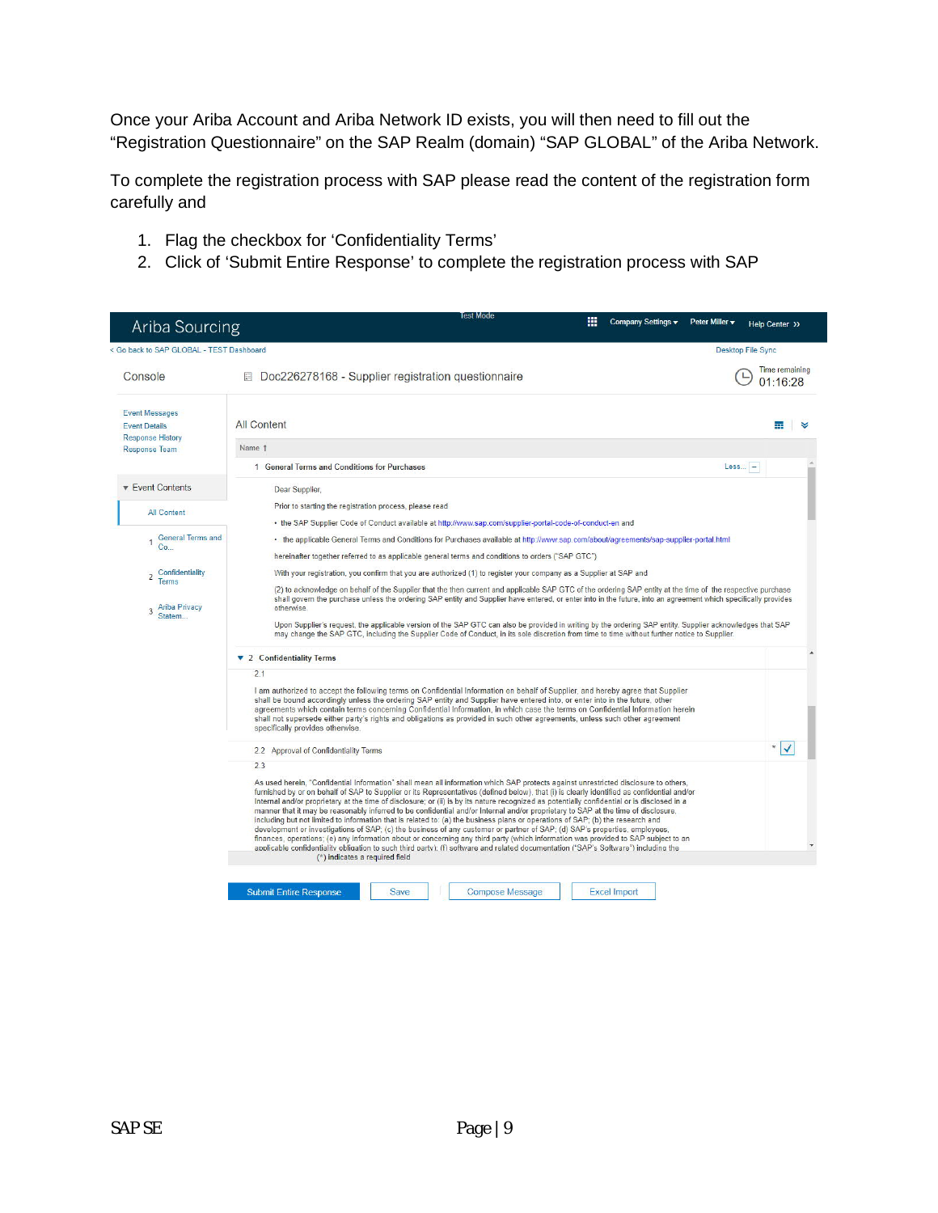Once your Ariba Account and Ariba Network ID exists, you will then need to fill out the "Registration Questionnaire" on the SAP Realm (domain) "SAP GLOBAL" of the Ariba Network.

To complete the registration process with SAP please read the content of the registration form carefully and

1. Flag the checkbox for 'Confidentiality Terms'
2. Click of 'Submit Entire Response' to complete the registration process with SAP

Ariba Sourcing | Test Mode | Company Settings ▾ | Peter Miller ▾ | Help Center >>

< Go back to SAP GLOBAL - TEST Dashboard | Desktop File Sync

Console | Doc226278168 - Supplier registration questionnaire | Time remaining 01:16:28

Event Messages
Event Details
Response History
Response Team

▾ Event Contents

All Content

1 General Terms and Co...

2 Confidentiality Terms

3 Ariba Privacy Statem...

All Content

Name ↑

1 General Terms and Conditions for Purchases | Less...

Dear Supplier,

Prior to starting the registration process, please read

- the SAP Supplier Code of Conduct available at http://www.sap.com/supplier-portal-code-of-conduct-en and
- the applicable General Terms and Conditions for Purchases available at http://www.sap.com/about/agreements/sap-supplier-portal.html

hereinafter together referred to as applicable general terms and conditions to orders ("SAP GTC")

With your registration, you confirm that you are authorized (1) to register your company as a Supplier at SAP and

(2) to acknowledge on behalf of the Supplier that the then current and applicable SAP GTC of the ordering SAP entity at the time of the respective purchase shall govern the purchase unless the ordering SAP entity and Supplier have entered, or enter into in the future, into an agreement which specifically provides otherwise.

Upon Supplier's request, the applicable version of the SAP GTC can also be provided in writing by the ordering SAP entity. Supplier acknowledges that SAP may change the SAP GTC, including the Supplier Code of Conduct, in its sole discretion from time to time without further notice to Supplier.

▾ 2 Confidentiality Terms

2.1

I am authorized to accept the following terms on Confidential Information on behalf of Supplier, and hereby agree that Supplier shall be bound accordingly unless the ordering SAP entity and Supplier have entered into, or enter into in the future, other agreements which contain terms concerning Confidential Information, in which case the terms on Confidential Information herein shall not supersede either party's rights and obligations as provided in such other agreements, unless such other agreement specifically provides otherwise.

2.2 Approval of Confidentiality Terms | * ☑

2.3

As used herein, "Confidential Information" shall mean all information which SAP protects against unrestricted disclosure to others, furnished by or on behalf of SAP to Supplier or its Representatives (defined below), that (i) is clearly identified as confidential and/or Internal and/or proprietary at the time of disclosure; or (ii) is by its nature recognized as potentially confidential or is disclosed in a manner that it may be reasonably inferred to be confidential and/or Internal and/or proprietary to SAP at the time of disclosure, including but not limited to information that is related to: (a) the business plans or operations of SAP; (b) the research and development or investigations of SAP; (c) the business of any customer or partner of SAP; (d) SAP's properties, employees, finances, operations; (e) any information about or concerning any third party (which information was provided to SAP subject to an applicable confidentiality obligation to such third party); (f) software and related documentation ("SAP's Software") including the

(*) indicates a required field

Submit Entire Response | Save | Compose Message | Excel Import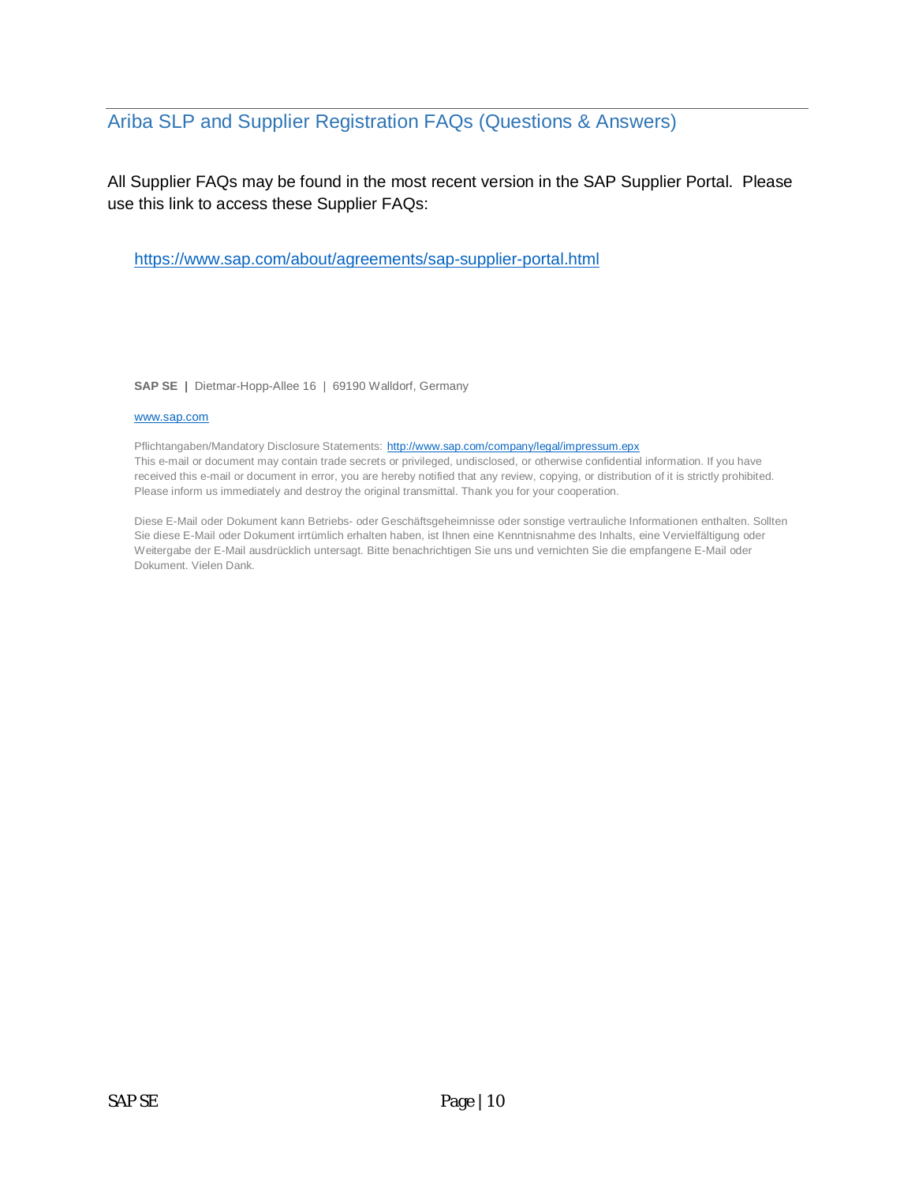## Ariba SLP and Supplier Registration FAQs (Questions & Answers)

All Supplier FAQs may be found in the most recent version in the SAP Supplier Portal. Please use this link to access these Supplier FAQs:

https://www.sap.com/about/agreements/sap-supplier-portal.html

**SAP SE |** Dietmar-Hopp-Allee 16 | 69190 Walldorf, Germany

www.sap.com

Pflichtangaben/Mandatory Disclosure Statements: http://www.sap.com/company/legal/impressum.epx
This e-mail or document may contain trade secrets or privileged, undisclosed, or otherwise confidential information. If you have received this e-mail or document in error, you are hereby notified that any review, copying, or distribution of it is strictly prohibited. Please inform us immediately and destroy the original transmittal. Thank you for your cooperation.

Diese E-Mail oder Dokument kann Betriebs- oder Geschäftsgeheimnisse oder sonstige vertrauliche Informationen enthalten. Sollten Sie diese E-Mail oder Dokument irrtümlich erhalten haben, ist Ihnen eine Kenntnisnahme des Inhalts, eine Vervielfältigung oder Weitergabe der E-Mail ausdrücklich untersagt. Bitte benachrichtigen Sie uns und vernichten Sie die empfangene E-Mail oder Dokument. Vielen Dank.